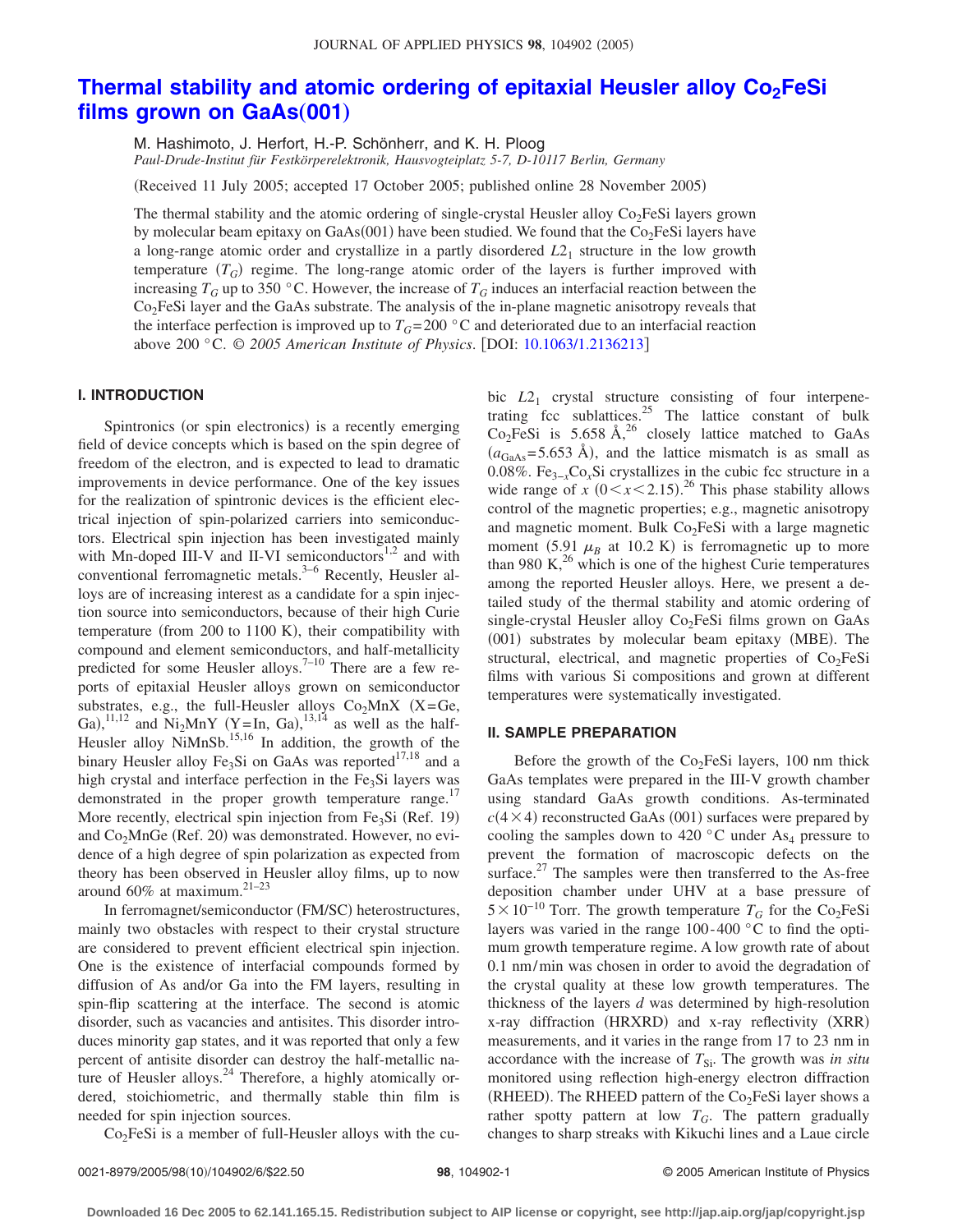# Thermal stability and atomic ordering of epitaxial Heusler alloy $Co_2FeSi$ films grown on GaAs(001)

M. Hashimoto, J. Herfort, H.-P. Schönherr, and K. H. Ploog

*Paul-Drude-Institut für Festkörperelektronik, Hausvogteiplatz 5-7, D-10117 Berlin, Germany*

(Received 11 July 2005; accepted 17 October 2005; published online 28 November 2005)

The thermal stability and the atomic ordering of single-crystal Heusler alloy $Co_2FeSi$ layers grown by molecular beam epitaxy on GaAs(001) have been studied. We found that the $Co_2FeSi$ layers have a long-range atomic order and crystallize in a partly disordered $L2_1$ structure in the low growth temperature ($T_G$) regime. The long-range atomic order of the layers is further improved with increasing $T_G$ up to 350 °C. However, the increase of $T_G$ induces an interfacial reaction between the $Co_2FeSi$ layer and the GaAs substrate. The analysis of the in-plane magnetic anisotropy reveals that the interface perfection is improved up to $T_G$=200 °C and deteriorated due to an interfacial reaction above 200 °C. © *2005 American Institute of Physics*. [DOI: 10.1063/1.2136213]

## I. INTRODUCTION

Spintronics (or spin electronics) is a recently emerging field of device concepts which is based on the spin degree of freedom of the electron, and is expected to lead to dramatic improvements in device performance. One of the key issues for the realization of spintronic devices is the efficient electrical injection of spin-polarized carriers into semiconductors. Electrical spin injection has been investigated mainly with Mn-doped III-V and II-VI semiconductors[1,2] and with conventional ferromagnetic metals.[3–6] Recently, Heusler alloys are of increasing interest as a candidate for a spin injection source into semiconductors, because of their high Curie temperature (from 200 to 1100 K), their compatibility with compound and element semiconductors, and half-metallicity predicted for some Heusler alloys.[7–10] There are a few reports of epitaxial Heusler alloys grown on semiconductor substrates, e.g., the full-Heusler alloys $Co_2MnX$ (X=Ge, Ga),[11,12] and $Ni_2MnY$ (Y=In, Ga),[13,14] as well as the half-Heusler alloy NiMnSb.[15,16] In addition, the growth of the binary Heusler alloy $Fe_3Si$ on GaAs was reported[17,18] and a high crystal and interface perfection in the $Fe_3Si$ layers was demonstrated in the proper growth temperature range.[17] More recently, electrical spin injection from $Fe_3Si$ (Ref. 19) and $Co_2MnGe$ (Ref. 20) was demonstrated. However, no evidence of a high degree of spin polarization as expected from theory has been observed in Heusler alloy films, up to now around 60% at maximum.[21–23]

In ferromagnet/semiconductor (FM/SC) heterostructures, mainly two obstacles with respect to their crystal structure are considered to prevent efficient electrical spin injection. One is the existence of interfacial compounds formed by diffusion of As and/or Ga into the FM layers, resulting in spin-flip scattering at the interface. The second is atomic disorder, such as vacancies and antisites. This disorder introduces minority gap states, and it was reported that only a few percent of antisite disorder can destroy the half-metallic nature of Heusler alloys.[24] Therefore, a highly atomically ordered, stoichiometric, and thermally stable thin film is needed for spin injection sources.

$Co_2FeSi$ is a member of full-Heusler alloys with the cubic $L2_1$ crystal structure consisting of four interpenetrating fcc sublattices.[25] The lattice constant of bulk $Co_2FeSi$ is 5.658 Å,[26] closely lattice matched to GaAs ($a_{GaAs}$=5.653 Å), and the lattice mismatch is as small as 0.08%. $Fe_{3-x}Co_xSi$ crystallizes in the cubic fcc structure in a wide range of $x$ ($0<x<2.15$).[26] This phase stability allows control of the magnetic properties; e.g., magnetic anisotropy and magnetic moment. Bulk $Co_2FeSi$ with a large magnetic moment (5.91 $\mu_B$ at 10.2 K) is ferromagnetic up to more than 980 K,[26] which is one of the highest Curie temperatures among the reported Heusler alloys. Here, we present a detailed study of the thermal stability and atomic ordering of single-crystal Heusler alloy $Co_2FeSi$ films grown on GaAs (001) substrates by molecular beam epitaxy (MBE). The structural, electrical, and magnetic properties of $Co_2FeSi$ films with various Si compositions and grown at different temperatures were systematically investigated.

## II. SAMPLE PREPARATION

Before the growth of the $Co_2FeSi$ layers, 100 nm thick GaAs templates were prepared in the III-V growth chamber using standard GaAs growth conditions. As-terminated $c(4\times4)$ reconstructed GaAs (001) surfaces were prepared by cooling the samples down to 420 °C under $As_4$ pressure to prevent the formation of macroscopic defects on the surface.[27] The samples were then transferred to the As-free deposition chamber under UHV at a base pressure of $5\times10^{-10}$ Torr. The growth temperature $T_G$ for the $Co_2FeSi$ layers was varied in the range 100-400 °C to find the optimum growth temperature regime. A low growth rate of about 0.1 nm/min was chosen in order to avoid the degradation of the crystal quality at these low growth temperatures. The thickness of the layers $d$ was determined by high-resolution x-ray diffraction (HRXRD) and x-ray reflectivity (XRR) measurements, and it varies in the range from 17 to 23 nm in accordance with the increase of $T_{Si}$. The growth was *in situ* monitored using reflection high-energy electron diffraction (RHEED). The RHEED pattern of the $Co_2FeSi$ layer shows a rather spotty pattern at low $T_G$. The pattern gradually changes to sharp streaks with Kikuchi lines and a Laue circle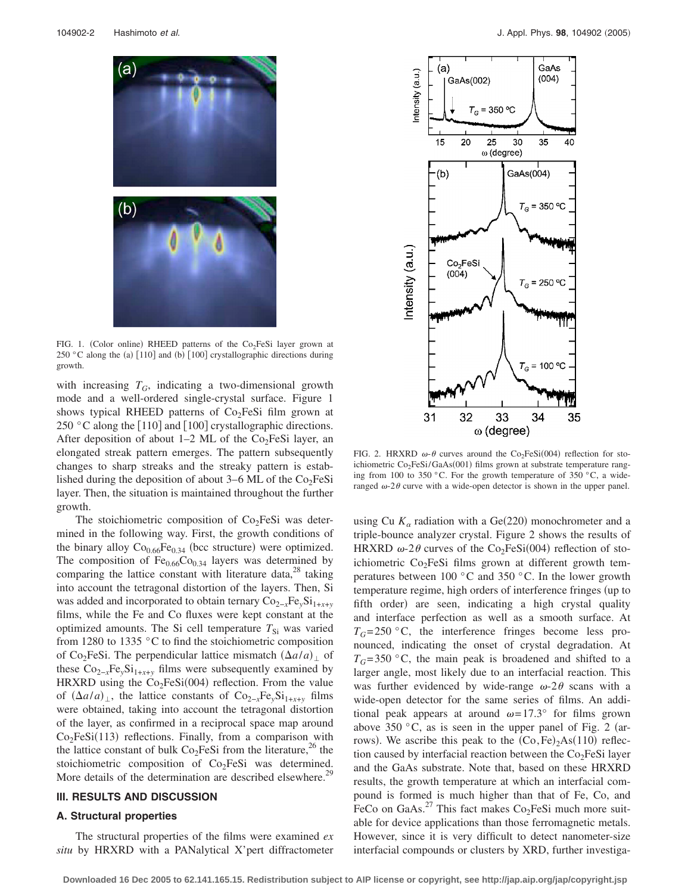FIG. 1. (Color online) RHEED patterns of the $Co_2FeSi$ layer grown at 250 °C along the (a) [110] and (b) [100] crystallographic directions during growth.

with increasing $T_G$, indicating a two-dimensional growth mode and a well-ordered single-crystal surface. Figure 1 shows typical RHEED patterns of $Co_2FeSi$ film grown at 250 °C along the [110] and [100] crystallographic directions. After deposition of about 1–2 ML of the $Co_2FeSi$ layer, an elongated streak pattern emerges. The pattern subsequently changes to sharp streaks and the streaky pattern is established during the deposition of about 3–6 ML of the $Co_2FeSi$ layer. Then, the situation is maintained throughout the further growth.

The stoichiometric composition of $Co_2FeSi$ was determined in the following way. First, the growth conditions of the binary alloy $Co_{0.66}Fe_{0.34}$ (bcc structure) were optimized. The composition of $Fe_{0.66}Co_{0.34}$ layers was determined by comparing the lattice constant with literature data,[28] taking into account the tetragonal distortion of the layers. Then, Si was added and incorporated to obtain ternary $Co_{2-x}Fe_ySi_{1+x+y}$ films, while the Fe and Co fluxes were kept constant at the optimized amounts. The Si cell temperature $T_{Si}$ was varied from 1280 to 1335 °C to find the stoichiometric composition of $Co_2FeSi$. The perpendicular lattice mismatch $(\Delta a/a)_\perp$ of these $Co_{2-x}Fe_ySi_{1+x+y}$ films were subsequently examined by HRXRD using the $Co_2FeSi(004)$ reflection. From the value of $(\Delta a/a)_\perp$, the lattice constants of $Co_{2-x}Fe_ySi_{1+x+y}$ films were obtained, taking into account the tetragonal distortion of the layer, as confirmed in a reciprocal space map around $Co_2FeSi(113)$ reflections. Finally, from a comparison with the lattice constant of bulk $Co_2FeSi$ from the literature,[26] the stoichiometric composition of $Co_2FeSi$ was determined. More details of the determination are described elsewhere.[29]

## III. RESULTS AND DISCUSSION

### A. Structural properties

The structural properties of the films were examined *ex situ* by HRXRD with a PANalytical X'pert diffractometer using Cu $K_\alpha$ radiation with a Ge(220) monochrometer and a triple-bounce analyzer crystal. Figure 2 shows the results of HRXRD $\omega$-$2\theta$ curves of the $Co_2FeSi(004)$ reflection of stoichiometric $Co_2FeSi$ films grown at different growth temperatures between 100 °C and 350 °C. In the lower growth temperature regime, high orders of interference fringes (up to fifth order) are seen, indicating a high crystal quality and interface perfection as well as a smooth surface. At $T_G$=250 °C, the interference fringes become less pronounced, indicating the onset of crystal degradation. At $T_G$=350 °C, the main peak is broadened and shifted to a larger angle, most likely due to an interfacial reaction. This was further evidenced by wide-range $\omega$-$2\theta$ scans with a wide-open detector for the same series of films. An additional peak appears at around $\omega$=17.3° for films grown above 350 °C, as is seen in the upper panel of Fig. 2 (arrows). We ascribe this peak to the $(Co,Fe)_2As(110)$ reflection caused by interfacial reaction between the $Co_2FeSi$ layer and the GaAs substrate. Note that, based on these HRXRD results, the growth temperature at which an interfacial compound is formed is much higher than that of Fe, Co, and FeCo on GaAs.[27] This fact makes $Co_2FeSi$ much more suitable for device applications than those ferromagnetic metals. However, since it is very difficult to detect nanometer-size interfacial compounds or clusters by XRD, further investiga-

FIG. 2. HRXRD $\omega$-$\theta$ curves around the $Co_2FeSi(004)$ reflection for stoichiometric $Co_2FeSi/GaAs(001)$ films grown at substrate temperature ranging from 100 to 350 °C. For the growth temperature of 350 °C, a wide-ranged $\omega$-$2\theta$ curve with a wide-open detector is shown in the upper panel.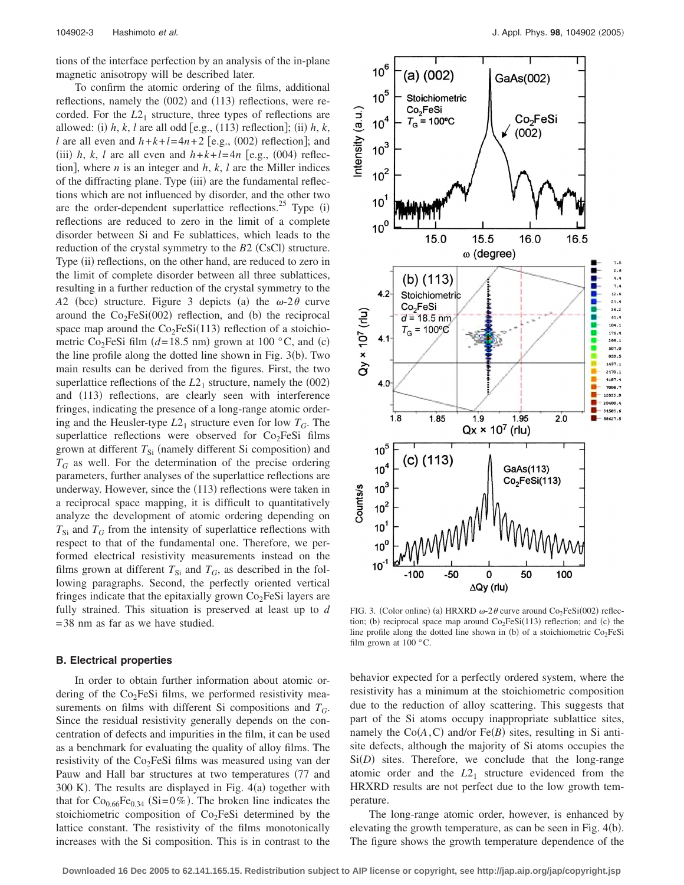tions of the interface perfection by an analysis of the in-plane magnetic anisotropy will be described later.

To confirm the atomic ordering of the films, additional reflections, namely the (002) and (113) reflections, were recorded. For the $L2_1$ structure, three types of reflections are allowed: (i) $h$, $k$, $l$ are all odd [e.g., (113) reflection]; (ii) $h$, $k$, $l$ are all even and $h+k+l=4n+2$ [e.g., (002) reflection]; and (iii) $h$, $k$, $l$ are all even and $h+k+l=4n$ [e.g., (004) reflection], where $n$ is an integer and $h$, $k$, $l$ are the Miller indices of the diffracting plane. Type (iii) are the fundamental reflections which are not influenced by disorder, and the other two are the order-dependent superlattice reflections.[25] Type (i) reflections are reduced to zero in the limit of a complete disorder between Si and Fe sublattices, which leads to the reduction of the crystal symmetry to the $B2$ (CsCl) structure. Type (ii) reflections, on the other hand, are reduced to zero in the limit of complete disorder between all three sublattices, resulting in a further reduction of the crystal symmetry to the $A2$ (bcc) structure. Figure 3 depicts (a) the $\omega$-$2\theta$ curve around the $Co_2FeSi(002)$ reflection, and (b) the reciprocal space map around the $Co_2FeSi(113)$ reflection of a stoichiometric $Co_2FeSi$ film ($d=18.5$ nm) grown at 100 °C, and (c) the line profile along the dotted line shown in Fig. 3(b). Two main results can be derived from the figures. First, the two superlattice reflections of the $L2_1$ structure, namely the (002) and (113) reflections, are clearly seen with interference fringes, indicating the presence of a long-range atomic ordering and the Heusler-type $L2_1$ structure even for low $T_G$. The superlattice reflections were observed for $Co_2FeSi$ films grown at different $T_{Si}$ (namely different Si composition) and $T_G$ as well. For the determination of the precise ordering parameters, further analyses of the superlattice reflections are underway. However, since the (113) reflections were taken in a reciprocal space mapping, it is difficult to quantitatively analyze the development of atomic ordering depending on $T_{Si}$ and $T_G$ from the intensity of superlattice reflections with respect to that of the fundamental one. Therefore, we performed electrical resistivity measurements instead on the films grown at different $T_{Si}$ and $T_G$, as described in the following paragraphs. Second, the perfectly oriented vertical fringes indicate that the epitaxially grown $Co_2FeSi$ layers are fully strained. This situation is preserved at least up to $d=38$ nm as far as we have studied.

FIG. 3. (Color online) (a) HRXRD $\omega$-$2\theta$ curve around $Co_2FeSi(002)$ reflection; (b) reciprocal space map around $Co_2FeSi(113)$ reflection; and (c) the line profile along the dotted line shown in (b) of a stoichiometric $Co_2FeSi$ film grown at 100 °C.

### B. Electrical properties

In order to obtain further information about atomic ordering of the $Co_2FeSi$ films, we performed resistivity measurements on films with different Si compositions and $T_G$. Since the residual resistivity generally depends on the concentration of defects and impurities in the film, it can be used as a benchmark for evaluating the quality of alloy films. The resistivity of the $Co_2FeSi$ films was measured using van der Pauw and Hall bar structures at two temperatures (77 and 300 K). The results are displayed in Fig. 4(a) together with that for $Co_{0.66}Fe_{0.34}$ (Si=0%). The broken line indicates the stoichiometric composition of $Co_2FeSi$ determined by the lattice constant. The resistivity of the films monotonically increases with the Si composition. This is in contrast to the behavior expected for a perfectly ordered system, where the resistivity has a minimum at the stoichiometric composition due to the reduction of alloy scattering. This suggests that part of the Si atoms occupy inappropriate sublattice sites, namely the Co($A$,C) and/or Fe($B$) sites, resulting in Si antisite defects, although the majority of Si atoms occupies the Si($D$) sites. Therefore, we conclude that the long-range atomic order and the $L2_1$ structure evidenced from the HRXRD results are not perfect due to the low growth temperature.

The long-range atomic order, however, is enhanced by elevating the growth temperature, as can be seen in Fig. 4(b). The figure shows the growth temperature dependence of the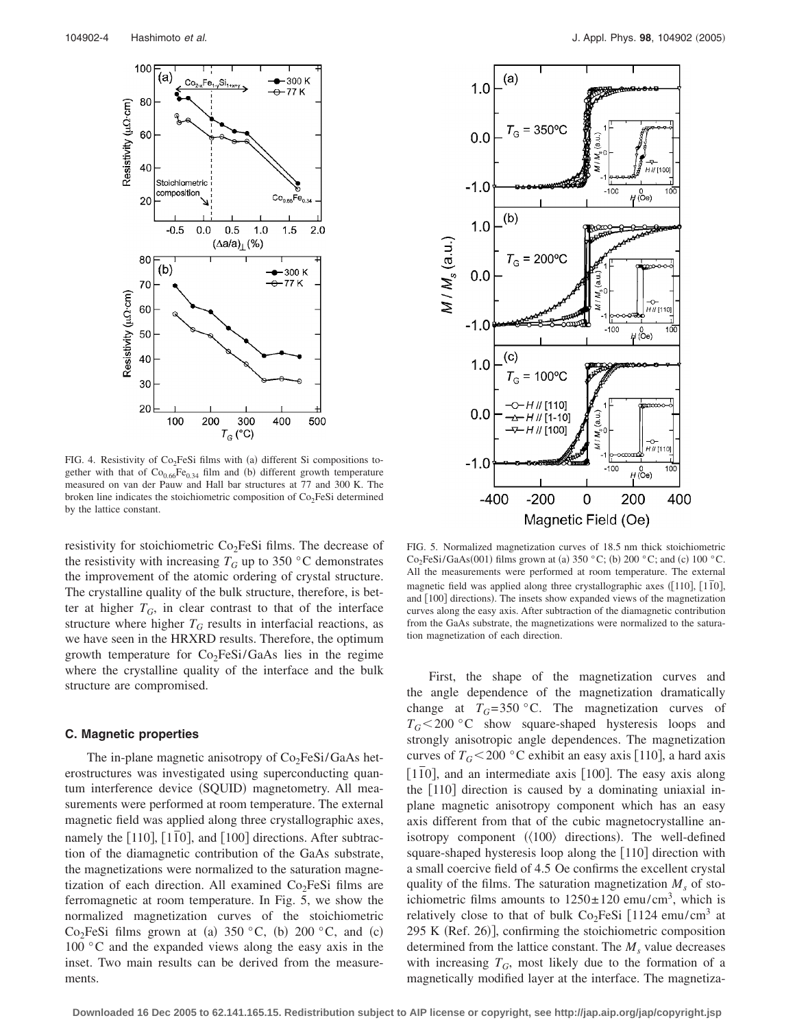FIG. 4. Resistivity of $Co_2FeSi$ films with (a) different Si compositions together with that of $Co_{0.66}Fe_{0.34}$ film and (b) different growth temperature measured on van der Pauw and Hall bar structures at 77 and 300 K. The broken line indicates the stoichiometric composition of $Co_2FeSi$ determined by the lattice constant.

resistivity for stoichiometric $Co_2FeSi$ films. The decrease of the resistivity with increasing $T_G$ up to 350 °C demonstrates the improvement of the atomic ordering of crystal structure. The crystalline quality of the bulk structure, therefore, is better at higher $T_G$, in clear contrast to that of the interface structure where higher $T_G$ results in interfacial reactions, as we have seen in the HRXRD results. Therefore, the optimum growth temperature for $Co_2FeSi$/GaAs lies in the regime where the crystalline quality of the interface and the bulk structure are compromised.

### C. Magnetic properties

The in-plane magnetic anisotropy of $Co_2FeSi$/GaAs heterostructures was investigated using superconducting quantum interference device (SQUID) magnetometry. All measurements were performed at room temperature. The external magnetic field was applied along three crystallographic axes, namely the [110], [1$\bar{1}$0], and [100] directions. After subtraction of the diamagnetic contribution of the GaAs substrate, the magnetizations were normalized to the saturation magnetization of each direction. All examined $Co_2FeSi$ films are ferromagnetic at room temperature. In Fig. 5, we show the normalized magnetization curves of the stoichiometric $Co_2FeSi$ films grown at (a) 350 °C, (b) 200 °C, and (c) 100 °C and the expanded views along the easy axis in the inset. Two main results can be derived from the measurements.

FIG. 5. Normalized magnetization curves of 18.5 nm thick stoichiometric $Co_2FeSi$/GaAs(001) films grown at (a) 350 °C; (b) 200 °C; and (c) 100 °C. All the measurements were performed at room temperature. The external magnetic field was applied along three crystallographic axes ([110], [1$\bar{1}$0], and [100] directions). The insets show expanded views of the magnetization curves along the easy axis. After subtraction of the diamagnetic contribution from the GaAs substrate, the magnetizations were normalized to the saturation magnetization of each direction.

First, the shape of the magnetization curves and the angle dependence of the magnetization dramatically change at $T_G$=350 °C. The magnetization curves of $T_G$<200 °C show square-shaped hysteresis loops and strongly anisotropic angle dependences. The magnetization curves of $T_G$<200 °C exhibit an easy axis [110], a hard axis [1$\bar{1}$0], and an intermediate axis [100]. The easy axis along the [110] direction is caused by a dominating uniaxial in-plane magnetic anisotropy component which has an easy axis different from that of the cubic magnetocrystalline anisotropy component (⟨100⟩ directions). The well-defined square-shaped hysteresis loop along the [110] direction with a small coercive field of 4.5 Oe confirms the excellent crystal quality of the films. The saturation magnetization $M_s$ of stoichiometric films amounts to $1250\pm120$ emu/cm$^3$, which is relatively close to that of bulk $Co_2FeSi$ [1124 emu/cm$^3$ at 295 K (Ref. 26)], confirming the stoichiometric composition determined from the lattice constant. The $M_s$ value decreases with increasing $T_G$, most likely due to the formation of a magnetically modified layer at the interface. The magnetiza-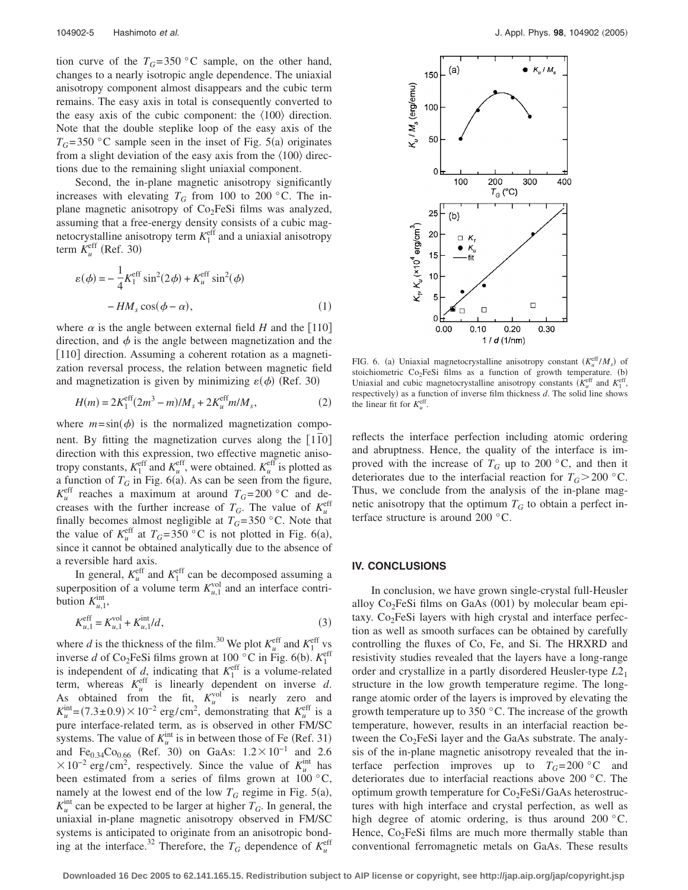tion curve of the $T_G=350$ °C sample, on the other hand, changes to a nearly isotropic angle dependence. The uniaxial anisotropy component almost disappears and the cubic term remains. The easy axis in total is consequently converted to the easy axis of the cubic component: the $\langle 100\rangle$ direction. Note that the double steplike loop of the easy axis of the $T_G=350$ °C sample seen in the inset of Fig. 5(a) originates from a slight deviation of the easy axis from the $\langle 100\rangle$ directions due to the remaining slight uniaxial component.

Second, the in-plane magnetic anisotropy significantly increases with elevating $T_G$ from 100 to 200 °C. The in-plane magnetic anisotropy of $Co_2FeSi$ films was analyzed, assuming that a free-energy density consists of a cubic magnetocrystalline anisotropy term $K_1^{\text{eff}}$ and a uniaxial anisotropy term $K_u^{\text{eff}}$ (Ref. 30)

$$\varepsilon(\phi) = -\frac{1}{4}K_1^{\text{eff}}\sin^2(2\phi) + K_u^{\text{eff}}\sin^2(\phi) - HM_s\cos(\phi-\alpha), \tag{1}$$

where $\alpha$ is the angle between external field $H$ and the [110] direction, and $\phi$ is the angle between magnetization and the [110] direction. Assuming a coherent rotation as a magnetization reversal process, the relation between magnetic field and magnetization is given by minimizing $\varepsilon(\phi)$ (Ref. 30)

$$H(m) = 2K_1^{\text{eff}}(2m^3 - m)/M_s + 2K_u^{\text{eff}}m/M_s, \tag{2}$$

where $m=\sin(\phi)$ is the normalized magnetization component. By fitting the magnetization curves along the $[1\bar{1}0]$ direction with this expression, two effective magnetic anisotropy constants, $K_1^{\text{eff}}$ and $K_u^{\text{eff}}$, were obtained. $K_u^{\text{eff}}$ is plotted as a function of $T_G$ in Fig. 6(a). As can be seen from the figure, $K_u^{\text{eff}}$ reaches a maximum at around $T_G=200$ °C and decreases with the further increase of $T_G$. The value of $K_u^{\text{eff}}$ finally becomes almost negligible at $T_G=350$ °C. Note that the value of $K_u^{\text{eff}}$ at $T_G=350$ °C is not plotted in Fig. 6(a), since it cannot be obtained analytically due to the absence of a reversible hard axis.

In general, $K_u^{\text{eff}}$ and $K_1^{\text{eff}}$ can be decomposed assuming a superposition of a volume term $K_{u,1}^{\text{vol}}$ and an interface contribution $K_{u,1}^{\text{int}}$,

$$K_{u,1}^{\text{eff}} = K_{u,1}^{\text{vol}} + K_{u,1}^{\text{int}}/d, \tag{3}$$

where $d$ is the thickness of the film.[30] We plot $K_u^{\text{eff}}$ and $K_1^{\text{eff}}$ vs inverse $d$ of $Co_2FeSi$ films grown at 100 °C in Fig. 6(b). $K_1^{\text{eff}}$ is independent of $d$, indicating that $K_1^{\text{eff}}$ is a volume-related term, whereas $K_u^{\text{eff}}$ is linearly dependent on inverse $d$. As obtained from the fit, $K_u^{\text{vol}}$ is nearly zero and $K_u^{\text{int}}=(7.3\pm0.9)\times10^{-2}$ erg/cm$^2$, demonstrating that $K_u^{\text{eff}}$ is a pure interface-related term, as is observed in other FM/SC systems. The value of $K_u^{\text{int}}$ is in between those of Fe (Ref. 31) and $Fe_{0.34}Co_{0.66}$ (Ref. 30) on GaAs: $1.2\times10^{-1}$ and $2.6\times10^{-2}$ erg/cm$^2$, respectively. Since the value of $K_u^{\text{int}}$ has been estimated from a series of films grown at 100 °C, namely at the lowest end of the low $T_G$ regime in Fig. 5(a), $K_u^{\text{int}}$ can be expected to be larger at higher $T_G$. In general, the uniaxial in-plane magnetic anisotropy observed in FM/SC systems is anticipated to originate from an anisotropic bonding at the interface.[32] Therefore, the $T_G$ dependence of $K_u^{\text{eff}}$ reflects the interface perfection including atomic ordering and abruptness. Hence, the quality of the interface is improved with the increase of $T_G$ up to 200 °C, and then it deteriorates due to the interfacial reaction for $T_G>200$ °C. Thus, we conclude from the analysis of the in-plane magnetic anisotropy that the optimum $T_G$ to obtain a perfect interface structure is around 200 °C.

FIG. 6. (a) Uniaxial magnetocrystalline anisotropy constant ($K_u^{\text{eff}}/M_s$) of stoichiometric $Co_2FeSi$ films as a function of growth temperature. (b) Uniaxial and cubic magnetocrystalline anisotropy constants ($K_u^{\text{eff}}$ and $K_1^{\text{eff}}$, respectively) as a function of inverse film thickness $d$. The solid line shows the linear fit for $K_u^{\text{eff}}$.

## IV. CONCLUSIONS

In conclusion, we have grown single-crystal full-Heusler alloy $Co_2FeSi$ films on GaAs (001) by molecular beam epitaxy. $Co_2FeSi$ layers with high crystal and interface perfection as well as smooth surfaces can be obtained by carefully controlling the fluxes of Co, Fe, and Si. The HRXRD and resistivity studies revealed that the layers have a long-range order and crystallize in a partly disordered Heusler-type $L2_1$ structure in the low growth temperature regime. The long-range atomic order of the layers is improved by elevating the growth temperature up to 350 °C. The increase of the growth temperature, however, results in an interfacial reaction between the $Co_2FeSi$ layer and the GaAs substrate. The analysis of the in-plane magnetic anisotropy revealed that the interface perfection improves up to $T_G=200$ °C and deteriorates due to interfacial reactions above 200 °C. The optimum growth temperature for $Co_2FeSi$/GaAs heterostructures with high interface and crystal perfection, as well as high degree of atomic ordering, is thus around 200 °C. Hence, $Co_2FeSi$ films are much more thermally stable than conventional ferromagnetic metals on GaAs. These results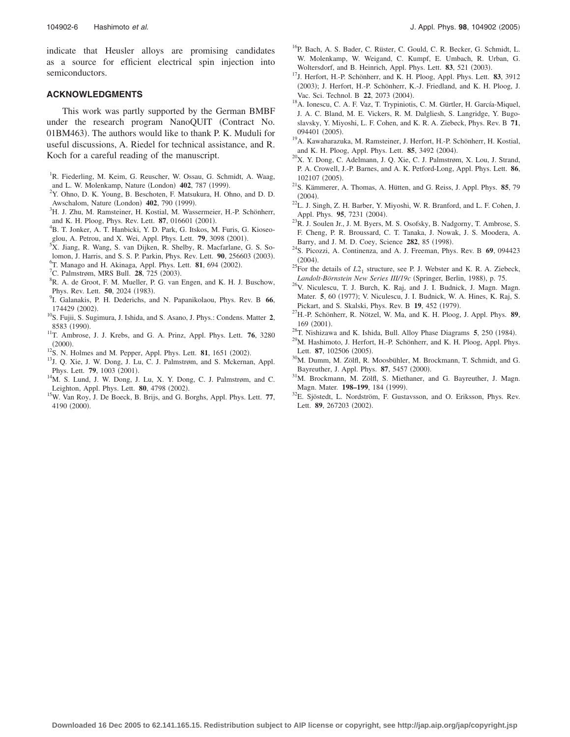indicate that Heusler alloys are promising candidates as a source for efficient electrical spin injection into semiconductors.

## ACKNOWLEDGMENTS

This work was partly supported by the German BMBF under the research program NanoQUIT (Contract No. 01BM463). The authors would like to thank P. K. Muduli for useful discussions, A. Riedel for technical assistance, and R. Koch for a careful reading of the manuscript.

[1] R. Fiederling, M. Keim, G. Reuscher, W. Ossau, G. Schmidt, A. Waag, and L. W. Molenkamp, Nature (London) **402**, 787 (1999).

[2] Y. Ohno, D. K. Young, B. Beschoten, F. Matsukura, H. Ohno, and D. D. Awschalom, Nature (London) **402**, 790 (1999).

[3] H. J. Zhu, M. Ramsteiner, H. Kostial, M. Wassermeier, H.-P. Schönherr, and K. H. Ploog, Phys. Rev. Lett. **87**, 016601 (2001).

[4] B. T. Jonker, A. T. Hanbicki, Y. D. Park, G. Itskos, M. Furis, G. Kioseoglou, A. Petrou, and X. Wei, Appl. Phys. Lett. **79**, 3098 (2001).

[5] X. Jiang, R. Wang, S. van Dijken, R. Shelby, R. Macfarlane, G. S. Solomon, J. Harris, and S. S. P. Parkin, Phys. Rev. Lett. **90**, 256603 (2003).

[6] T. Manago and H. Akinaga, Appl. Phys. Lett. **81**, 694 (2002).

[7] C. Palmstrøm, MRS Bull. **28**, 725 (2003).

[8] R. A. de Groot, F. M. Mueller, P. G. van Engen, and K. H. J. Buschow, Phys. Rev. Lett. **50**, 2024 (1983).

[9] I. Galanakis, P. H. Dederichs, and N. Papanikolaou, Phys. Rev. B **66**, 174429 (2002).

[10] S. Fujii, S. Sugimura, J. Ishida, and S. Asano, J. Phys.: Condens. Matter **2**, 8583 (1990).

[11] T. Ambrose, J. J. Krebs, and G. A. Prinz, Appl. Phys. Lett. **76**, 3280 (2000).

[12] S. N. Holmes and M. Pepper, Appl. Phys. Lett. **81**, 1651 (2002).

[13] J. Q. Xie, J. W. Dong, J. Lu, C. J. Palmstrøm, and S. Mckernan, Appl. Phys. Lett. **79**, 1003 (2001).

[14] M. S. Lund, J. W. Dong, J. Lu, X. Y. Dong, C. J. Palmstrøm, and C. Leighton, Appl. Phys. Lett. **80**, 4798 (2002).

[15] W. Van Roy, J. De Boeck, B. Brijs, and G. Borghs, Appl. Phys. Lett. **77**, 4190 (2000).

[16] P. Bach, A. S. Bader, C. Rüster, C. Gould, C. R. Becker, G. Schmidt, L. W. Molenkamp, W. Weigand, C. Kumpf, E. Umbach, R. Urban, G. Woltersdorf, and B. Heinrich, Appl. Phys. Lett. **83**, 521 (2003).

[17] J. Herfort, H.-P. Schönherr, and K. H. Ploog, Appl. Phys. Lett. **83**, 3912 (2003); J. Herfort, H.-P. Schönherr, K.-J. Friedland, and K. H. Ploog, J. Vac. Sci. Technol. B **22**, 2073 (2004).

[18] A. Ionescu, C. A. F. Vaz, T. Trypiniotis, C. M. Gürtler, H. García-Miquel, J. A. C. Bland, M. E. Vickers, R. M. Dalgliesh, S. Langridge, Y. Bugoslavsky, Y. Miyoshi, L. F. Cohen, and K. R. A. Ziebeck, Phys. Rev. B **71**, 094401 (2005).

[19] A. Kawaharazuka, M. Ramsteiner, J. Herfort, H.-P. Schönherr, H. Kostial, and K. H. Ploog, Appl. Phys. Lett. **85**, 3492 (2004).

[20] X. Y. Dong, C. Adelmann, J. Q. Xie, C. J. Palmstrøm, X. Lou, J. Strand, P. A. Crowell, J.-P. Barnes, and A. K. Petford-Long, Appl. Phys. Lett. **86**, 102107 (2005).

[21] S. Kämmerer, A. Thomas, A. Hütten, and G. Reiss, J. Appl. Phys. **85**, 79 (2004).

[22] L. J. Singh, Z. H. Barber, Y. Miyoshi, W. R. Branford, and L. F. Cohen, J. Appl. Phys. **95**, 7231 (2004).

[23] R. J. Soulen Jr., J. M. Byers, M. S. Osofsky, B. Nadgorny, T. Ambrose, S. F. Cheng, P. R. Broussard, C. T. Tanaka, J. Nowak, J. S. Moodera, A. Barry, and J. M. D. Coey, Science **282**, 85 (1998).

[24] S. Picozzi, A. Continenza, and A. J. Freeman, Phys. Rev. B **69**, 094423 (2004).

[25] For the details of $L2_1$ structure, see P. J. Webster and K. R. A. Ziebeck, *Landolt-Börnstein New Series III/19c* (Springer, Berlin, 1988), p. 75.

[26] V. Niculescu, T. J. Burch, K. Raj, and J. I. Budnick, J. Magn. Magn. Mater. **5**, 60 (1977); V. Niculescu, J. I. Budnick, W. A. Hines, K. Raj, S. Pickart, and S. Skalski, Phys. Rev. B **19**, 452 (1979).

[27] H.-P. Schönherr, R. Nötzel, W. Ma, and K. H. Ploog, J. Appl. Phys. **89**, 169 (2001).

[28] T. Nishizawa and K. Ishida, Bull. Alloy Phase Diagrams **5**, 250 (1984).

[29] M. Hashimoto, J. Herfort, H.-P. Schönherr, and K. H. Ploog, Appl. Phys. Lett. **87**, 102506 (2005).

[30] M. Dumm, M. Zölfl, R. Moosbühler, M. Brockmann, T. Schmidt, and G. Bayreuther, J. Appl. Phys. **87**, 5457 (2000).

[31] M. Brockmann, M. Zölfl, S. Miethaner, and G. Bayreuther, J. Magn. Magn. Mater. **198–199**, 184 (1999).

[32] E. Sjöstedt, L. Nordström, F. Gustavsson, and O. Eriksson, Phys. Rev. Lett. **89**, 267203 (2002).